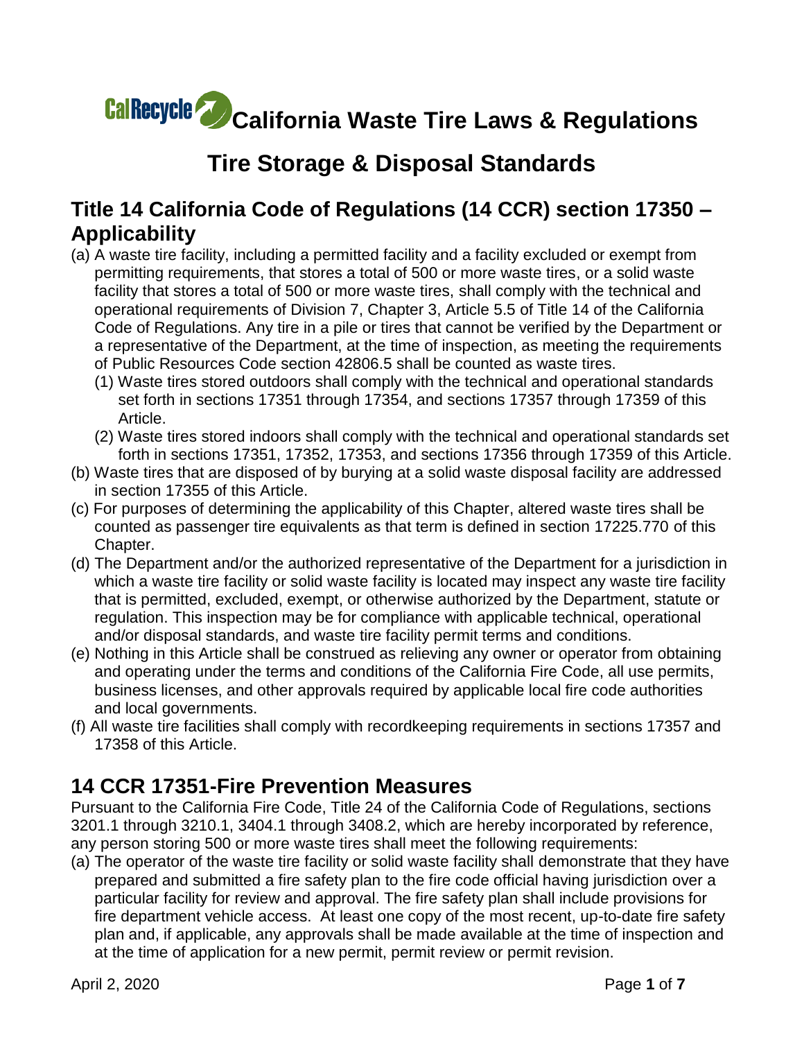# California Waste Tire Laws & Regulations

## Tire Storage & Disposal Standards

## Title 14 California Code of Regulations (14 CCR) section 17350 – Applicability

(a) A waste tire facility, including a permitted facility and a facility excluded or exempt from permitting requirements, that stores a total of 500 or more waste tires, or a solid waste facility that stores a total of 500 or more waste tires, shall comply with the technical and operational requirements of Division 7, Chapter 3, Article 5.5 of Title 14 of the California Code of Regulations. Any tire in a pile or tires that cannot be verified by the Department or a representative of the Department, at the time of inspection, as meeting the requirements of Public Resources Code section 42806.5 shall be counted as waste tires.

(1) Waste tires stored outdoors shall comply with the technical and operational standards set forth in sections 17351 through 17354, and sections 17357 through 17359 of this Article.

(2) Waste tires stored indoors shall comply with the technical and operational standards set forth in sections 17351, 17352, 17353, and sections 17356 through 17359 of this Article.

(b) Waste tires that are disposed of by burying at a solid waste disposal facility are addressed in section 17355 of this Article.

(c) For purposes of determining the applicability of this Chapter, altered waste tires shall be counted as passenger tire equivalents as that term is defined in section 17225.770 of this Chapter.

(d) The Department and/or the authorized representative of the Department for a jurisdiction in which a waste tire facility or solid waste facility is located may inspect any waste tire facility that is permitted, excluded, exempt, or otherwise authorized by the Department, statute or regulation. This inspection may be for compliance with applicable technical, operational and/or disposal standards, and waste tire facility permit terms and conditions.

(e) Nothing in this Article shall be construed as relieving any owner or operator from obtaining and operating under the terms and conditions of the California Fire Code, all use permits, business licenses, and other approvals required by applicable local fire code authorities and local governments.

(f) All waste tire facilities shall comply with recordkeeping requirements in sections 17357 and 17358 of this Article.

## 14 CCR 17351-Fire Prevention Measures

Pursuant to the California Fire Code, Title 24 of the California Code of Regulations, sections 3201.1 through 3210.1, 3404.1 through 3408.2, which are hereby incorporated by reference, any person storing 500 or more waste tires shall meet the following requirements:

(a) The operator of the waste tire facility or solid waste facility shall demonstrate that they have prepared and submitted a fire safety plan to the fire code official having jurisdiction over a particular facility for review and approval. The fire safety plan shall include provisions for fire department vehicle access. At least one copy of the most recent, up-to-date fire safety plan and, if applicable, any approvals shall be made available at the time of inspection and at the time of application for a new permit, permit review or permit revision.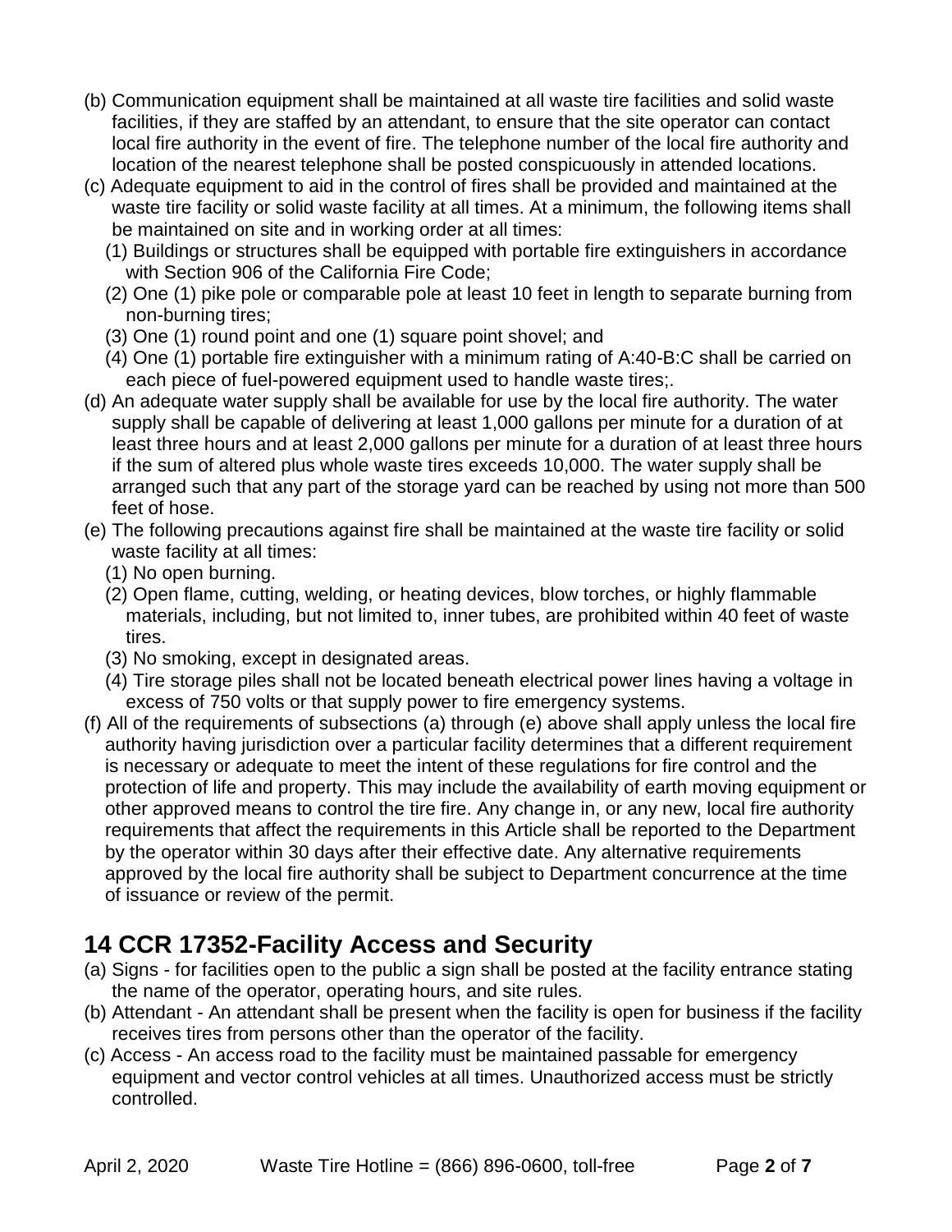(b) Communication equipment shall be maintained at all waste tire facilities and solid waste facilities, if they are staffed by an attendant, to ensure that the site operator can contact local fire authority in the event of fire. The telephone number of the local fire authority and location of the nearest telephone shall be posted conspicuously in attended locations.

(c) Adequate equipment to aid in the control of fires shall be provided and maintained at the waste tire facility or solid waste facility at all times. At a minimum, the following items shall be maintained on site and in working order at all times:

(1) Buildings or structures shall be equipped with portable fire extinguishers in accordance with Section 906 of the California Fire Code;

(2) One (1) pike pole or comparable pole at least 10 feet in length to separate burning from non-burning tires;

(3) One (1) round point and one (1) square point shovel; and

(4) One (1) portable fire extinguisher with a minimum rating of A:40-B:C shall be carried on each piece of fuel-powered equipment used to handle waste tires;.

(d) An adequate water supply shall be available for use by the local fire authority. The water supply shall be capable of delivering at least 1,000 gallons per minute for a duration of at least three hours and at least 2,000 gallons per minute for a duration of at least three hours if the sum of altered plus whole waste tires exceeds 10,000. The water supply shall be arranged such that any part of the storage yard can be reached by using not more than 500 feet of hose.

(e) The following precautions against fire shall be maintained at the waste tire facility or solid waste facility at all times:

(1) No open burning.

(2) Open flame, cutting, welding, or heating devices, blow torches, or highly flammable materials, including, but not limited to, inner tubes, are prohibited within 40 feet of waste tires.

(3) No smoking, except in designated areas.

(4) Tire storage piles shall not be located beneath electrical power lines having a voltage in excess of 750 volts or that supply power to fire emergency systems.

(f) All of the requirements of subsections (a) through (e) above shall apply unless the local fire authority having jurisdiction over a particular facility determines that a different requirement is necessary or adequate to meet the intent of these regulations for fire control and the protection of life and property. This may include the availability of earth moving equipment or other approved means to control the tire fire. Any change in, or any new, local fire authority requirements that affect the requirements in this Article shall be reported to the Department by the operator within 30 days after their effective date. Any alternative requirements approved by the local fire authority shall be subject to Department concurrence at the time of issuance or review of the permit.

## 14 CCR 17352-Facility Access and Security

(a) Signs - for facilities open to the public a sign shall be posted at the facility entrance stating the name of the operator, operating hours, and site rules.

(b) Attendant - An attendant shall be present when the facility is open for business if the facility receives tires from persons other than the operator of the facility.

(c) Access - An access road to the facility must be maintained passable for emergency equipment and vector control vehicles at all times. Unauthorized access must be strictly controlled.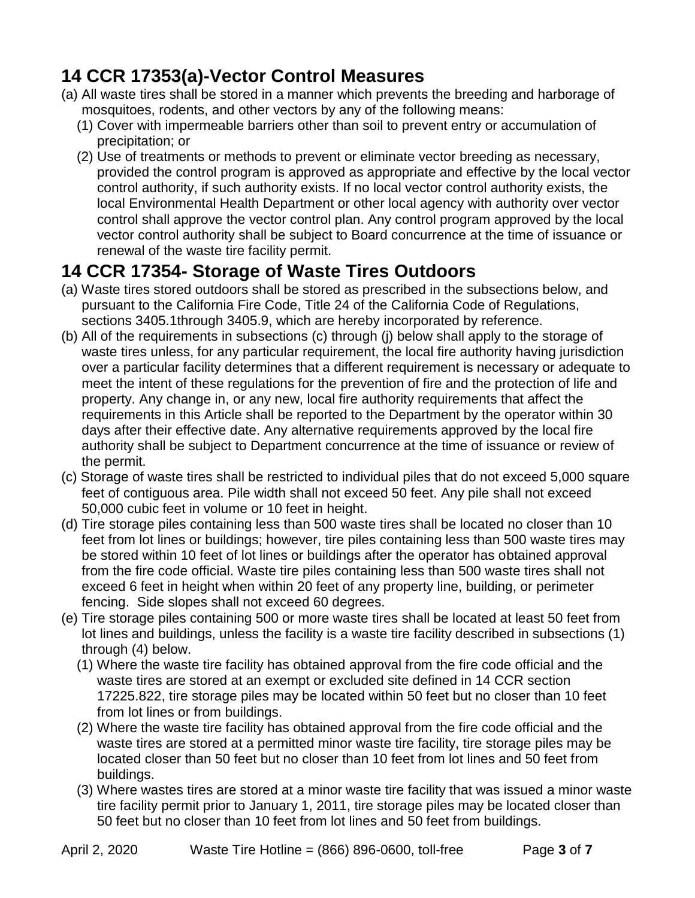## 14 CCR 17353(a)-Vector Control Measures

(a) All waste tires shall be stored in a manner which prevents the breeding and harborage of mosquitoes, rodents, and other vectors by any of the following means:

(1) Cover with impermeable barriers other than soil to prevent entry or accumulation of precipitation; or

(2) Use of treatments or methods to prevent or eliminate vector breeding as necessary, provided the control program is approved as appropriate and effective by the local vector control authority, if such authority exists. If no local vector control authority exists, the local Environmental Health Department or other local agency with authority over vector control shall approve the vector control plan. Any control program approved by the local vector control authority shall be subject to Board concurrence at the time of issuance or renewal of the waste tire facility permit.

## 14 CCR 17354- Storage of Waste Tires Outdoors

(a) Waste tires stored outdoors shall be stored as prescribed in the subsections below, and pursuant to the California Fire Code, Title 24 of the California Code of Regulations, sections 3405.1through 3405.9, which are hereby incorporated by reference.

(b) All of the requirements in subsections (c) through (j) below shall apply to the storage of waste tires unless, for any particular requirement, the local fire authority having jurisdiction over a particular facility determines that a different requirement is necessary or adequate to meet the intent of these regulations for the prevention of fire and the protection of life and property. Any change in, or any new, local fire authority requirements that affect the requirements in this Article shall be reported to the Department by the operator within 30 days after their effective date. Any alternative requirements approved by the local fire authority shall be subject to Department concurrence at the time of issuance or review of the permit.

(c) Storage of waste tires shall be restricted to individual piles that do not exceed 5,000 square feet of contiguous area. Pile width shall not exceed 50 feet. Any pile shall not exceed 50,000 cubic feet in volume or 10 feet in height.

(d) Tire storage piles containing less than 500 waste tires shall be located no closer than 10 feet from lot lines or buildings; however, tire piles containing less than 500 waste tires may be stored within 10 feet of lot lines or buildings after the operator has obtained approval from the fire code official. Waste tire piles containing less than 500 waste tires shall not exceed 6 feet in height when within 20 feet of any property line, building, or perimeter fencing. Side slopes shall not exceed 60 degrees.

(e) Tire storage piles containing 500 or more waste tires shall be located at least 50 feet from lot lines and buildings, unless the facility is a waste tire facility described in subsections (1) through (4) below.

(1) Where the waste tire facility has obtained approval from the fire code official and the waste tires are stored at an exempt or excluded site defined in 14 CCR section 17225.822, tire storage piles may be located within 50 feet but no closer than 10 feet from lot lines or from buildings.

(2) Where the waste tire facility has obtained approval from the fire code official and the waste tires are stored at a permitted minor waste tire facility, tire storage piles may be located closer than 50 feet but no closer than 10 feet from lot lines and 50 feet from buildings.

(3) Where wastes tires are stored at a minor waste tire facility that was issued a minor waste tire facility permit prior to January 1, 2011, tire storage piles may be located closer than 50 feet but no closer than 10 feet from lot lines and 50 feet from buildings.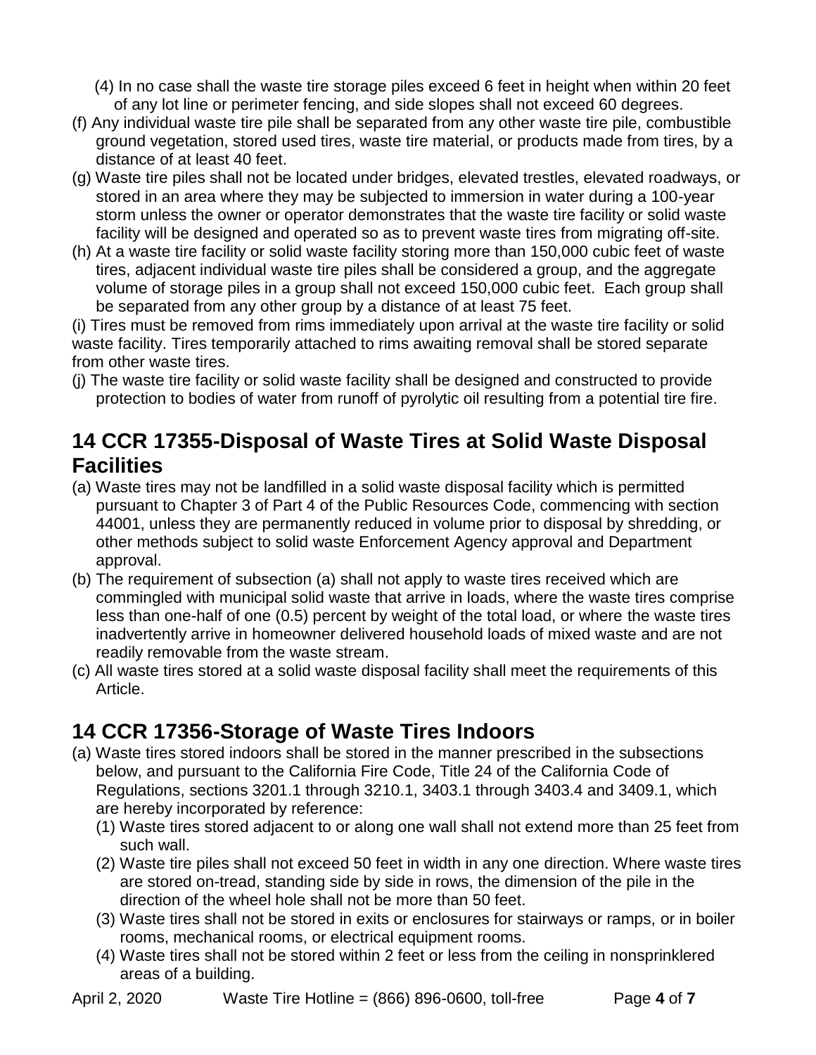(4) In no case shall the waste tire storage piles exceed 6 feet in height when within 20 feet of any lot line or perimeter fencing, and side slopes shall not exceed 60 degrees.

(f) Any individual waste tire pile shall be separated from any other waste tire pile, combustible ground vegetation, stored used tires, waste tire material, or products made from tires, by a distance of at least 40 feet.

(g) Waste tire piles shall not be located under bridges, elevated trestles, elevated roadways, or stored in an area where they may be subjected to immersion in water during a 100-year storm unless the owner or operator demonstrates that the waste tire facility or solid waste facility will be designed and operated so as to prevent waste tires from migrating off-site.

(h) At a waste tire facility or solid waste facility storing more than 150,000 cubic feet of waste tires, adjacent individual waste tire piles shall be considered a group, and the aggregate volume of storage piles in a group shall not exceed 150,000 cubic feet. Each group shall be separated from any other group by a distance of at least 75 feet.

(i) Tires must be removed from rims immediately upon arrival at the waste tire facility or solid waste facility. Tires temporarily attached to rims awaiting removal shall be stored separate from other waste tires.

(j) The waste tire facility or solid waste facility shall be designed and constructed to provide protection to bodies of water from runoff of pyrolytic oil resulting from a potential tire fire.

## 14 CCR 17355-Disposal of Waste Tires at Solid Waste Disposal Facilities

(a) Waste tires may not be landfilled in a solid waste disposal facility which is permitted pursuant to Chapter 3 of Part 4 of the Public Resources Code, commencing with section 44001, unless they are permanently reduced in volume prior to disposal by shredding, or other methods subject to solid waste Enforcement Agency approval and Department approval.

(b) The requirement of subsection (a) shall not apply to waste tires received which are commingled with municipal solid waste that arrive in loads, where the waste tires comprise less than one-half of one (0.5) percent by weight of the total load, or where the waste tires inadvertently arrive in homeowner delivered household loads of mixed waste and are not readily removable from the waste stream.

(c) All waste tires stored at a solid waste disposal facility shall meet the requirements of this Article.

## 14 CCR 17356-Storage of Waste Tires Indoors

(a) Waste tires stored indoors shall be stored in the manner prescribed in the subsections below, and pursuant to the California Fire Code, Title 24 of the California Code of Regulations, sections 3201.1 through 3210.1, 3403.1 through 3403.4 and 3409.1, which are hereby incorporated by reference:

  (1) Waste tires stored adjacent to or along one wall shall not extend more than 25 feet from such wall.

  (2) Waste tire piles shall not exceed 50 feet in width in any one direction. Where waste tires are stored on-tread, standing side by side in rows, the dimension of the pile in the direction of the wheel hole shall not be more than 50 feet.

  (3) Waste tires shall not be stored in exits or enclosures for stairways or ramps, or in boiler rooms, mechanical rooms, or electrical equipment rooms.

  (4) Waste tires shall not be stored within 2 feet or less from the ceiling in nonsprinklered areas of a building.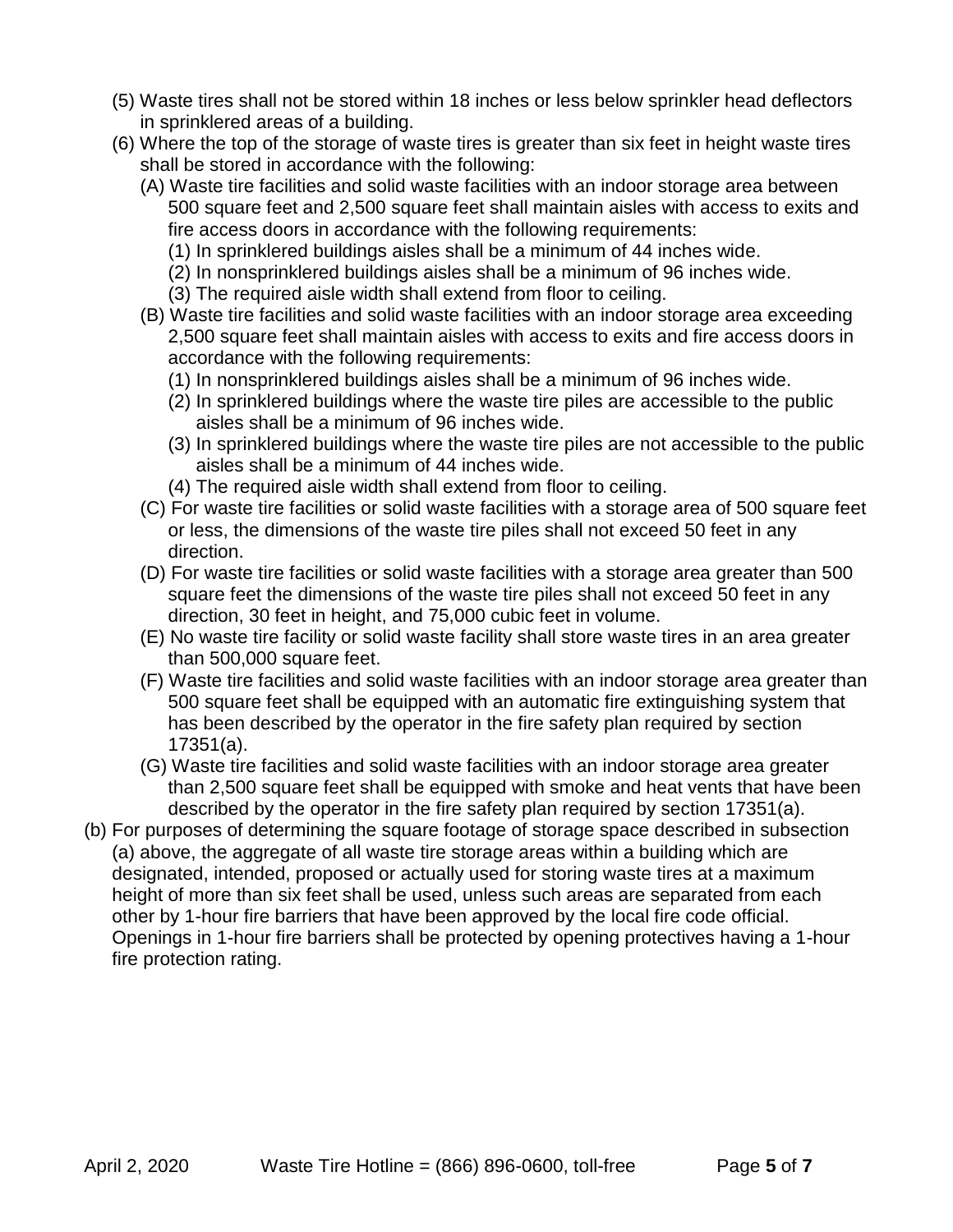(5) Waste tires shall not be stored within 18 inches or less below sprinkler head deflectors in sprinklered areas of a building.

(6) Where the top of the storage of waste tires is greater than six feet in height waste tires shall be stored in accordance with the following:

(A) Waste tire facilities and solid waste facilities with an indoor storage area between 500 square feet and 2,500 square feet shall maintain aisles with access to exits and fire access doors in accordance with the following requirements:

(1) In sprinklered buildings aisles shall be a minimum of 44 inches wide.

(2) In nonsprinklered buildings aisles shall be a minimum of 96 inches wide.

(3) The required aisle width shall extend from floor to ceiling.

(B) Waste tire facilities and solid waste facilities with an indoor storage area exceeding 2,500 square feet shall maintain aisles with access to exits and fire access doors in accordance with the following requirements:

(1) In nonsprinklered buildings aisles shall be a minimum of 96 inches wide.

(2) In sprinklered buildings where the waste tire piles are accessible to the public aisles shall be a minimum of 96 inches wide.

(3) In sprinklered buildings where the waste tire piles are not accessible to the public aisles shall be a minimum of 44 inches wide.

(4) The required aisle width shall extend from floor to ceiling.

(C) For waste tire facilities or solid waste facilities with a storage area of 500 square feet or less, the dimensions of the waste tire piles shall not exceed 50 feet in any direction.

(D) For waste tire facilities or solid waste facilities with a storage area greater than 500 square feet the dimensions of the waste tire piles shall not exceed 50 feet in any direction, 30 feet in height, and 75,000 cubic feet in volume.

(E) No waste tire facility or solid waste facility shall store waste tires in an area greater than 500,000 square feet.

(F) Waste tire facilities and solid waste facilities with an indoor storage area greater than 500 square feet shall be equipped with an automatic fire extinguishing system that has been described by the operator in the fire safety plan required by section 17351(a).

(G) Waste tire facilities and solid waste facilities with an indoor storage area greater than 2,500 square feet shall be equipped with smoke and heat vents that have been described by the operator in the fire safety plan required by section 17351(a).

(b) For purposes of determining the square footage of storage space described in subsection (a) above, the aggregate of all waste tire storage areas within a building which are designated, intended, proposed or actually used for storing waste tires at a maximum height of more than six feet shall be used, unless such areas are separated from each other by 1-hour fire barriers that have been approved by the local fire code official. Openings in 1-hour fire barriers shall be protected by opening protectives having a 1-hour fire protection rating.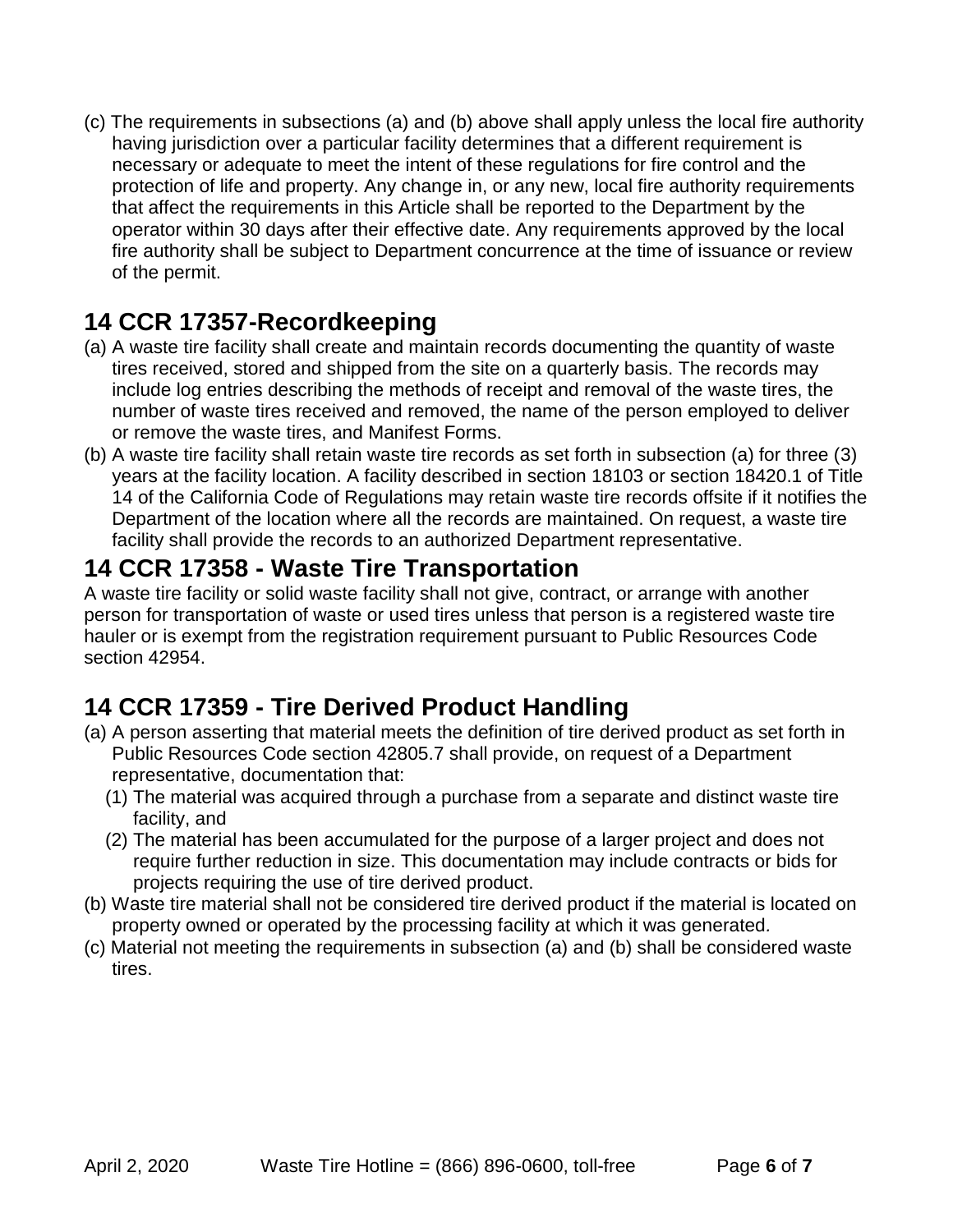(c) The requirements in subsections (a) and (b) above shall apply unless the local fire authority having jurisdiction over a particular facility determines that a different requirement is necessary or adequate to meet the intent of these regulations for fire control and the protection of life and property. Any change in, or any new, local fire authority requirements that affect the requirements in this Article shall be reported to the Department by the operator within 30 days after their effective date. Any requirements approved by the local fire authority shall be subject to Department concurrence at the time of issuance or review of the permit.

## 14 CCR 17357-Recordkeeping

(a) A waste tire facility shall create and maintain records documenting the quantity of waste tires received, stored and shipped from the site on a quarterly basis. The records may include log entries describing the methods of receipt and removal of the waste tires, the number of waste tires received and removed, the name of the person employed to deliver or remove the waste tires, and Manifest Forms.

(b) A waste tire facility shall retain waste tire records as set forth in subsection (a) for three (3) years at the facility location. A facility described in section 18103 or section 18420.1 of Title 14 of the California Code of Regulations may retain waste tire records offsite if it notifies the Department of the location where all the records are maintained. On request, a waste tire facility shall provide the records to an authorized Department representative.

## 14 CCR 17358 - Waste Tire Transportation

A waste tire facility or solid waste facility shall not give, contract, or arrange with another person for transportation of waste or used tires unless that person is a registered waste tire hauler or is exempt from the registration requirement pursuant to Public Resources Code section 42954.

## 14 CCR 17359 - Tire Derived Product Handling

(a) A person asserting that material meets the definition of tire derived product as set forth in Public Resources Code section 42805.7 shall provide, on request of a Department representative, documentation that:

  (1) The material was acquired through a purchase from a separate and distinct waste tire facility, and

  (2) The material has been accumulated for the purpose of a larger project and does not require further reduction in size. This documentation may include contracts or bids for projects requiring the use of tire derived product.

(b) Waste tire material shall not be considered tire derived product if the material is located on property owned or operated by the processing facility at which it was generated.

(c) Material not meeting the requirements in subsection (a) and (b) shall be considered waste tires.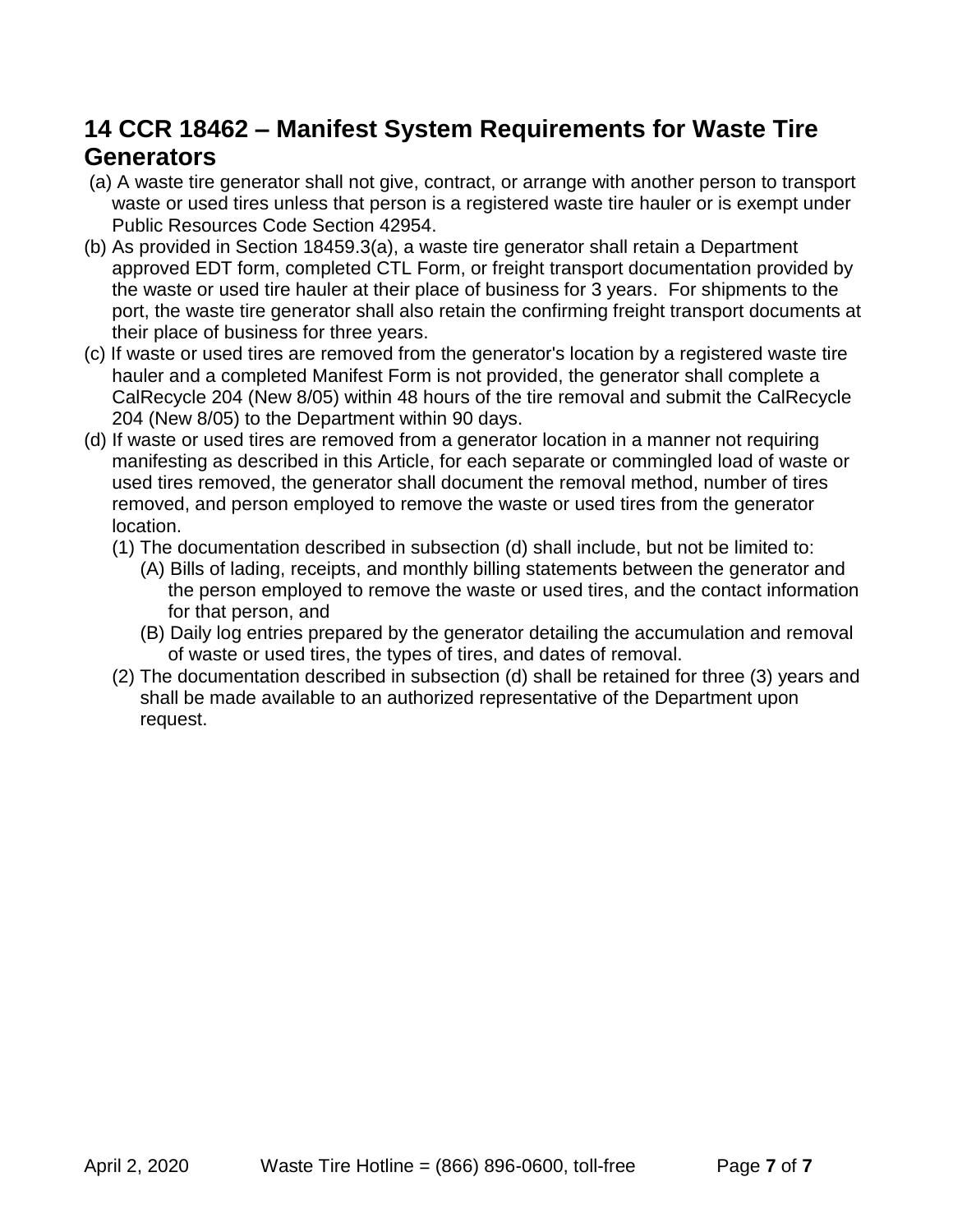## 14 CCR 18462 – Manifest System Requirements for Waste Tire Generators

(a) A waste tire generator shall not give, contract, or arrange with another person to transport waste or used tires unless that person is a registered waste tire hauler or is exempt under Public Resources Code Section 42954.

(b) As provided in Section 18459.3(a), a waste tire generator shall retain a Department approved EDT form, completed CTL Form, or freight transport documentation provided by the waste or used tire hauler at their place of business for 3 years. For shipments to the port, the waste tire generator shall also retain the confirming freight transport documents at their place of business for three years.

(c) If waste or used tires are removed from the generator's location by a registered waste tire hauler and a completed Manifest Form is not provided, the generator shall complete a CalRecycle 204 (New 8/05) within 48 hours of the tire removal and submit the CalRecycle 204 (New 8/05) to the Department within 90 days.

(d) If waste or used tires are removed from a generator location in a manner not requiring manifesting as described in this Article, for each separate or commingled load of waste or used tires removed, the generator shall document the removal method, number of tires removed, and person employed to remove the waste or used tires from the generator location.

- (1) The documentation described in subsection (d) shall include, but not be limited to:
  - (A) Bills of lading, receipts, and monthly billing statements between the generator and the person employed to remove the waste or used tires, and the contact information for that person, and
  - (B) Daily log entries prepared by the generator detailing the accumulation and removal of waste or used tires, the types of tires, and dates of removal.
- (2) The documentation described in subsection (d) shall be retained for three (3) years and shall be made available to an authorized representative of the Department upon request.